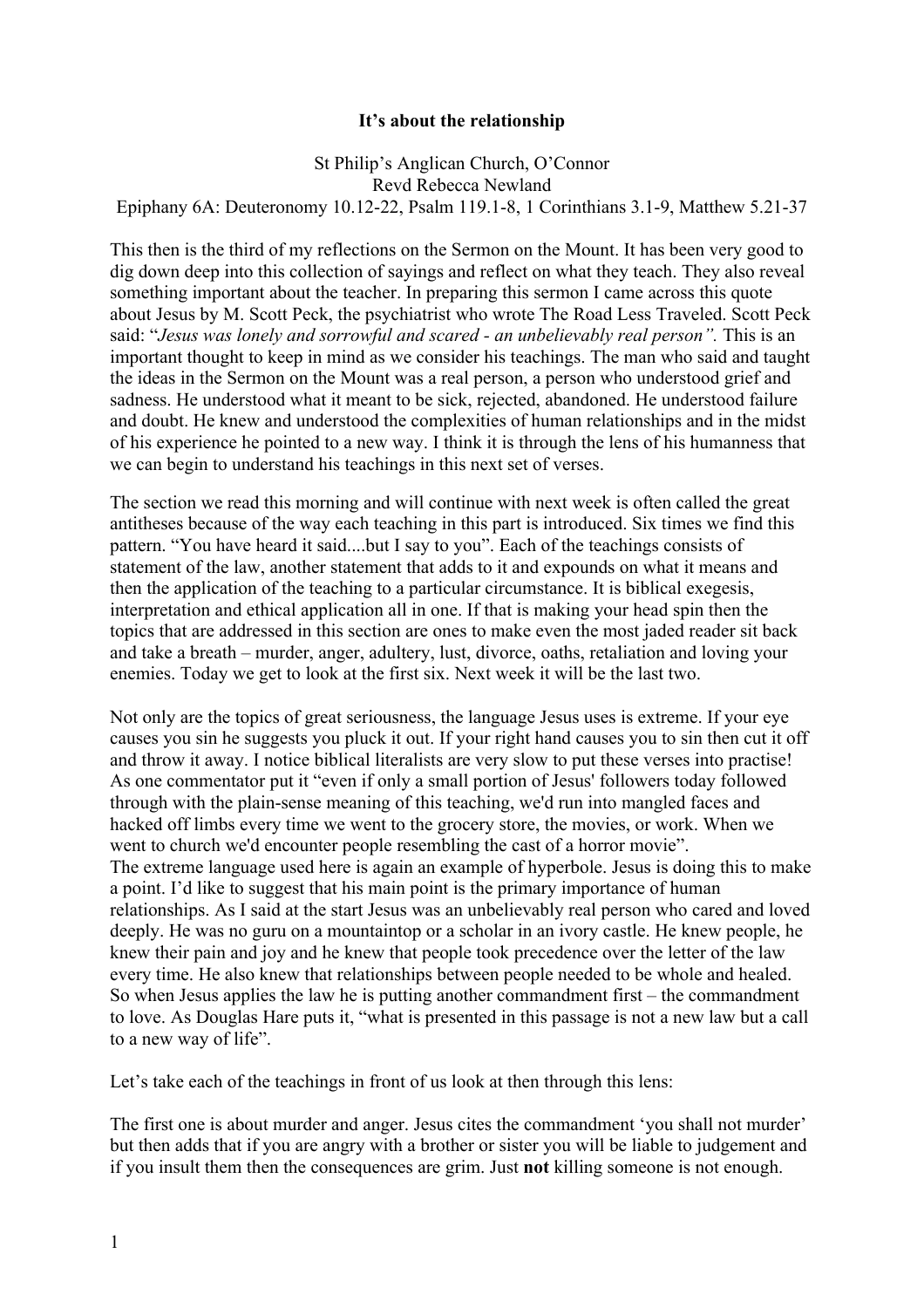# It's about the relationship

St Philip's Anglican Church, O'Connor
Revd Rebecca Newland
Epiphany 6A: Deuteronomy 10.12-22, Psalm 119.1-8, 1 Corinthians 3.1-9, Matthew 5.21-37

This then is the third of my reflections on the Sermon on the Mount. It has been very good to dig down deep into this collection of sayings and reflect on what they teach. They also reveal something important about the teacher. In preparing this sermon I came across this quote about Jesus by M. Scott Peck, the psychiatrist who wrote The Road Less Traveled. Scott Peck said: "*Jesus was lonely and sorrowful and scared - an unbelievably real person".* This is an important thought to keep in mind as we consider his teachings. The man who said and taught the ideas in the Sermon on the Mount was a real person, a person who understood grief and sadness. He understood what it meant to be sick, rejected, abandoned. He understood failure and doubt. He knew and understood the complexities of human relationships and in the midst of his experience he pointed to a new way. I think it is through the lens of his humanness that we can begin to understand his teachings in this next set of verses.

The section we read this morning and will continue with next week is often called the great antitheses because of the way each teaching in this part is introduced. Six times we find this pattern. "You have heard it said....but I say to you". Each of the teachings consists of statement of the law, another statement that adds to it and expounds on what it means and then the application of the teaching to a particular circumstance. It is biblical exegesis, interpretation and ethical application all in one. If that is making your head spin then the topics that are addressed in this section are ones to make even the most jaded reader sit back and take a breath – murder, anger, adultery, lust, divorce, oaths, retaliation and loving your enemies. Today we get to look at the first six. Next week it will be the last two.

Not only are the topics of great seriousness, the language Jesus uses is extreme. If your eye causes you sin he suggests you pluck it out. If your right hand causes you to sin then cut it off and throw it away. I notice biblical literalists are very slow to put these verses into practise! As one commentator put it "even if only a small portion of Jesus' followers today followed through with the plain-sense meaning of this teaching, we'd run into mangled faces and hacked off limbs every time we went to the grocery store, the movies, or work. When we went to church we'd encounter people resembling the cast of a horror movie".
The extreme language used here is again an example of hyperbole. Jesus is doing this to make a point. I'd like to suggest that his main point is the primary importance of human relationships. As I said at the start Jesus was an unbelievably real person who cared and loved deeply. He was no guru on a mountaintop or a scholar in an ivory castle. He knew people, he knew their pain and joy and he knew that people took precedence over the letter of the law every time. He also knew that relationships between people needed to be whole and healed. So when Jesus applies the law he is putting another commandment first – the commandment to love. As Douglas Hare puts it, "what is presented in this passage is not a new law but a call to a new way of life".

Let's take each of the teachings in front of us look at then through this lens:

The first one is about murder and anger. Jesus cites the commandment 'you shall not murder' but then adds that if you are angry with a brother or sister you will be liable to judgement and if you insult them then the consequences are grim. Just **not** killing someone is not enough.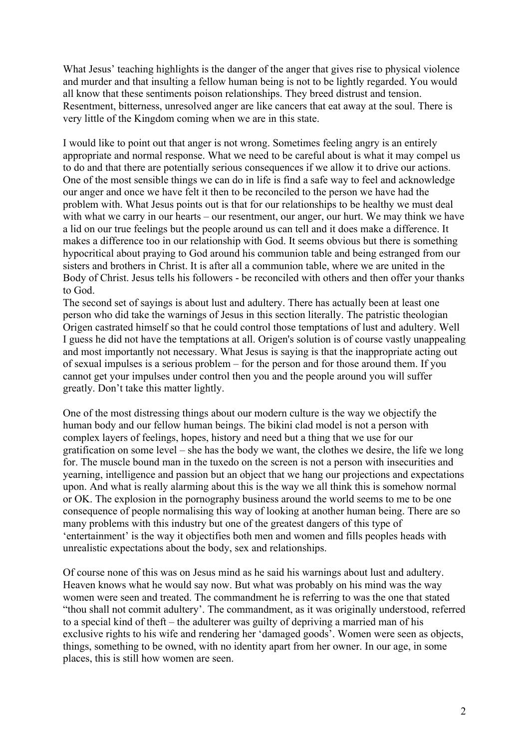What Jesus' teaching highlights is the danger of the anger that gives rise to physical violence and murder and that insulting a fellow human being is not to be lightly regarded. You would all know that these sentiments poison relationships. They breed distrust and tension. Resentment, bitterness, unresolved anger are like cancers that eat away at the soul. There is very little of the Kingdom coming when we are in this state.

I would like to point out that anger is not wrong. Sometimes feeling angry is an entirely appropriate and normal response. What we need to be careful about is what it may compel us to do and that there are potentially serious consequences if we allow it to drive our actions. One of the most sensible things we can do in life is find a safe way to feel and acknowledge our anger and once we have felt it then to be reconciled to the person we have had the problem with. What Jesus points out is that for our relationships to be healthy we must deal with what we carry in our hearts – our resentment, our anger, our hurt. We may think we have a lid on our true feelings but the people around us can tell and it does make a difference. It makes a difference too in our relationship with God. It seems obvious but there is something hypocritical about praying to God around his communion table and being estranged from our sisters and brothers in Christ. It is after all a communion table, where we are united in the Body of Christ. Jesus tells his followers - be reconciled with others and then offer your thanks to God.

The second set of sayings is about lust and adultery. There has actually been at least one person who did take the warnings of Jesus in this section literally. The patristic theologian Origen castrated himself so that he could control those temptations of lust and adultery. Well I guess he did not have the temptations at all. Origen's solution is of course vastly unappealing and most importantly not necessary. What Jesus is saying is that the inappropriate acting out of sexual impulses is a serious problem – for the person and for those around them. If you cannot get your impulses under control then you and the people around you will suffer greatly. Don't take this matter lightly.

One of the most distressing things about our modern culture is the way we objectify the human body and our fellow human beings. The bikini clad model is not a person with complex layers of feelings, hopes, history and need but a thing that we use for our gratification on some level – she has the body we want, the clothes we desire, the life we long for. The muscle bound man in the tuxedo on the screen is not a person with insecurities and yearning, intelligence and passion but an object that we hang our projections and expectations upon. And what is really alarming about this is the way we all think this is somehow normal or OK. The explosion in the pornography business around the world seems to me to be one consequence of people normalising this way of looking at another human being. There are so many problems with this industry but one of the greatest dangers of this type of 'entertainment' is the way it objectifies both men and women and fills peoples heads with unrealistic expectations about the body, sex and relationships.

Of course none of this was on Jesus mind as he said his warnings about lust and adultery. Heaven knows what he would say now. But what was probably on his mind was the way women were seen and treated. The commandment he is referring to was the one that stated "thou shall not commit adultery'. The commandment, as it was originally understood, referred to a special kind of theft – the adulterer was guilty of depriving a married man of his exclusive rights to his wife and rendering her 'damaged goods'. Women were seen as objects, things, something to be owned, with no identity apart from her owner. In our age, in some places, this is still how women are seen.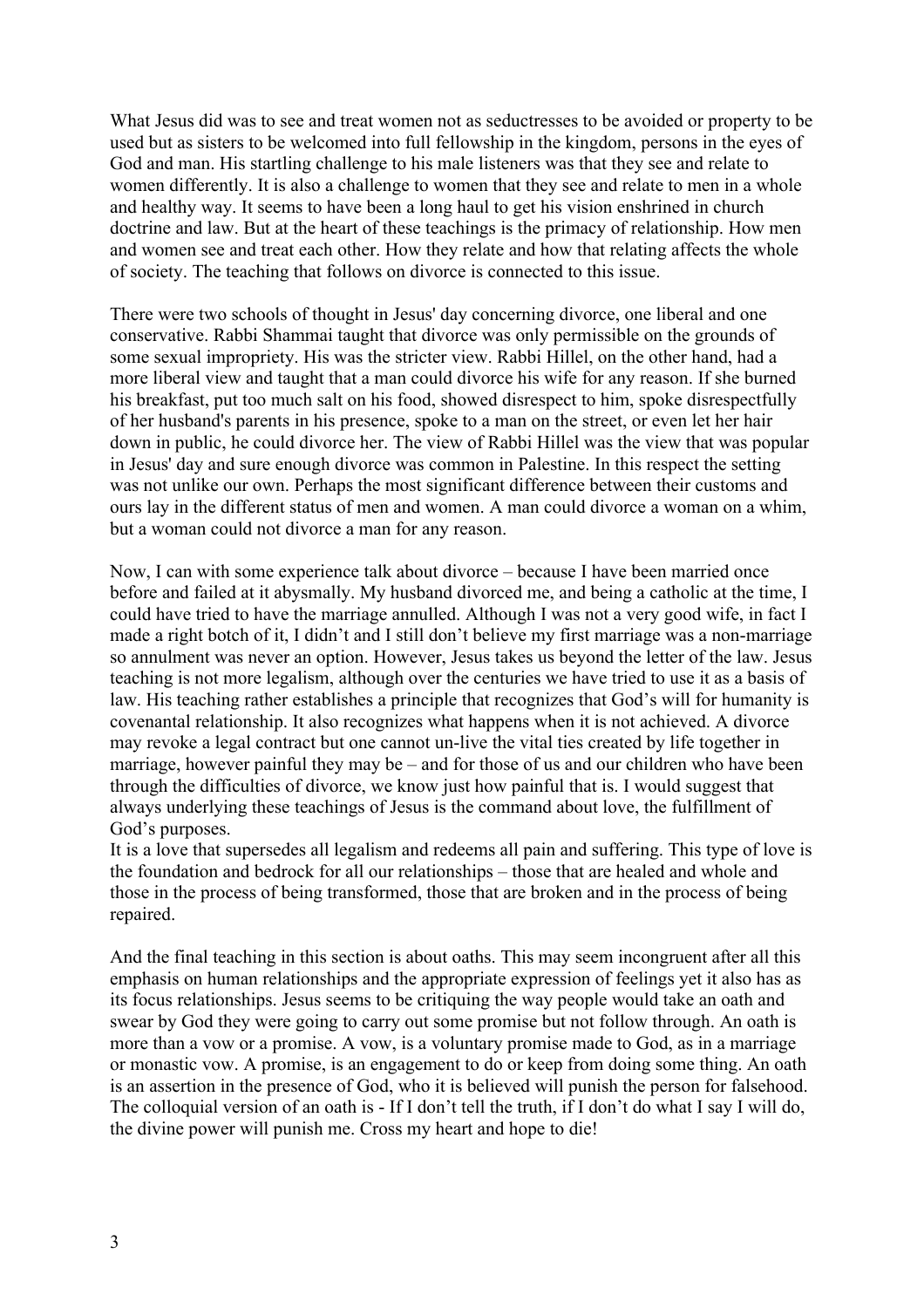What Jesus did was to see and treat women not as seductresses to be avoided or property to be used but as sisters to be welcomed into full fellowship in the kingdom, persons in the eyes of God and man. His startling challenge to his male listeners was that they see and relate to women differently. It is also a challenge to women that they see and relate to men in a whole and healthy way. It seems to have been a long haul to get his vision enshrined in church doctrine and law. But at the heart of these teachings is the primacy of relationship. How men and women see and treat each other. How they relate and how that relating affects the whole of society. The teaching that follows on divorce is connected to this issue.

There were two schools of thought in Jesus' day concerning divorce, one liberal and one conservative. Rabbi Shammai taught that divorce was only permissible on the grounds of some sexual impropriety. His was the stricter view. Rabbi Hillel, on the other hand, had a more liberal view and taught that a man could divorce his wife for any reason. If she burned his breakfast, put too much salt on his food, showed disrespect to him, spoke disrespectfully of her husband's parents in his presence, spoke to a man on the street, or even let her hair down in public, he could divorce her. The view of Rabbi Hillel was the view that was popular in Jesus' day and sure enough divorce was common in Palestine. In this respect the setting was not unlike our own. Perhaps the most significant difference between their customs and ours lay in the different status of men and women. A man could divorce a woman on a whim, but a woman could not divorce a man for any reason.

Now, I can with some experience talk about divorce – because I have been married once before and failed at it abysmally. My husband divorced me, and being a catholic at the time, I could have tried to have the marriage annulled. Although I was not a very good wife, in fact I made a right botch of it, I didn't and I still don't believe my first marriage was a non-marriage so annulment was never an option. However, Jesus takes us beyond the letter of the law. Jesus teaching is not more legalism, although over the centuries we have tried to use it as a basis of law. His teaching rather establishes a principle that recognizes that God's will for humanity is covenantal relationship. It also recognizes what happens when it is not achieved. A divorce may revoke a legal contract but one cannot un-live the vital ties created by life together in marriage, however painful they may be – and for those of us and our children who have been through the difficulties of divorce, we know just how painful that is. I would suggest that always underlying these teachings of Jesus is the command about love, the fulfillment of God's purposes.
It is a love that supersedes all legalism and redeems all pain and suffering. This type of love is the foundation and bedrock for all our relationships – those that are healed and whole and those in the process of being transformed, those that are broken and in the process of being repaired.

And the final teaching in this section is about oaths. This may seem incongruent after all this emphasis on human relationships and the appropriate expression of feelings yet it also has as its focus relationships. Jesus seems to be critiquing the way people would take an oath and swear by God they were going to carry out some promise but not follow through. An oath is more than a vow or a promise. A vow, is a voluntary promise made to God, as in a marriage or monastic vow. A promise, is an engagement to do or keep from doing some thing. An oath is an assertion in the presence of God, who it is believed will punish the person for falsehood. The colloquial version of an oath is - If I don't tell the truth, if I don't do what I say I will do, the divine power will punish me. Cross my heart and hope to die!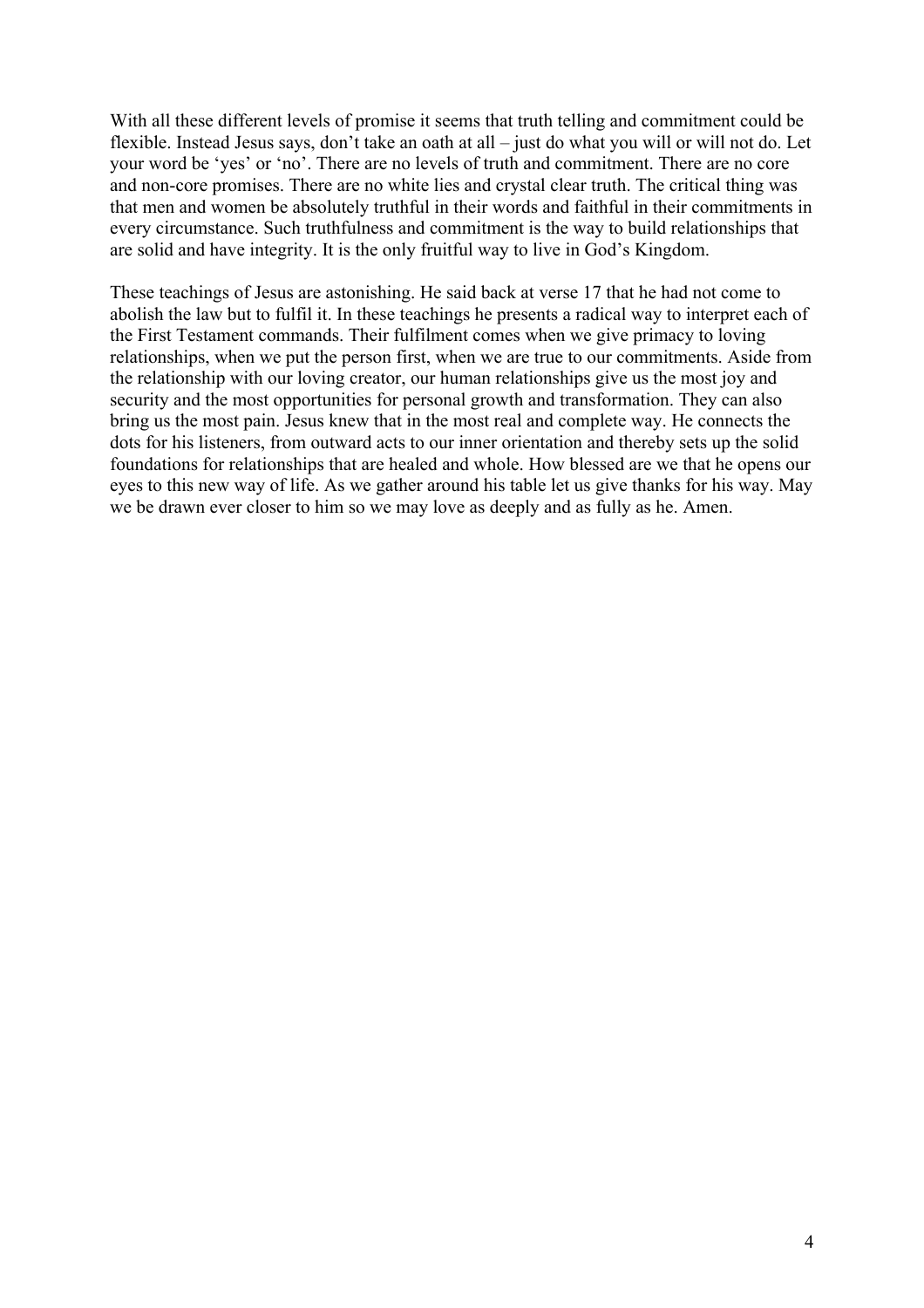With all these different levels of promise it seems that truth telling and commitment could be flexible. Instead Jesus says, don't take an oath at all – just do what you will or will not do. Let your word be 'yes' or 'no'. There are no levels of truth and commitment. There are no core and non-core promises. There are no white lies and crystal clear truth. The critical thing was that men and women be absolutely truthful in their words and faithful in their commitments in every circumstance. Such truthfulness and commitment is the way to build relationships that are solid and have integrity. It is the only fruitful way to live in God's Kingdom.

These teachings of Jesus are astonishing. He said back at verse 17 that he had not come to abolish the law but to fulfil it. In these teachings he presents a radical way to interpret each of the First Testament commands. Their fulfilment comes when we give primacy to loving relationships, when we put the person first, when we are true to our commitments. Aside from the relationship with our loving creator, our human relationships give us the most joy and security and the most opportunities for personal growth and transformation. They can also bring us the most pain. Jesus knew that in the most real and complete way. He connects the dots for his listeners, from outward acts to our inner orientation and thereby sets up the solid foundations for relationships that are healed and whole. How blessed are we that he opens our eyes to this new way of life. As we gather around his table let us give thanks for his way. May we be drawn ever closer to him so we may love as deeply and as fully as he. Amen.